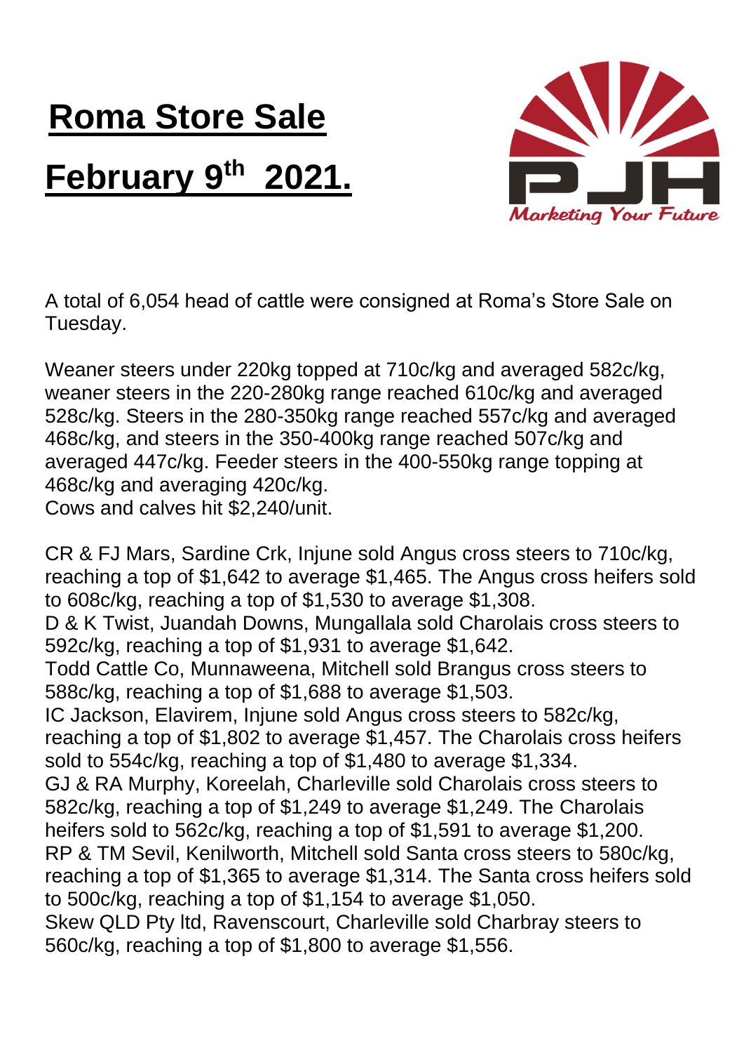# Roma Store Sale

# February 9th 2021.

A total of 6,054 head of cattle were consigned at Roma's Store Sale on Tuesday.

Weaner steers under 220kg topped at 710c/kg and averaged 582c/kg, weaner steers in the 220-280kg range reached 610c/kg and averaged 528c/kg. Steers in the 280-350kg range reached 557c/kg and averaged 468c/kg, and steers in the 350-400kg range reached 507c/kg and averaged 447c/kg. Feeder steers in the 400-550kg range topping at 468c/kg and averaging 420c/kg.
Cows and calves hit $2,240/unit.

CR & FJ Mars, Sardine Crk, Injune sold Angus cross steers to 710c/kg, reaching a top of $1,642 to average $1,465. The Angus cross heifers sold to 608c/kg, reaching a top of $1,530 to average $1,308.
D & K Twist, Juandah Downs, Mungallala sold Charolais cross steers to 592c/kg, reaching a top of $1,931 to average $1,642.
Todd Cattle Co, Munnaweena, Mitchell sold Brangus cross steers to 588c/kg, reaching a top of $1,688 to average $1,503.
IC Jackson, Elavirem, Injune sold Angus cross steers to 582c/kg, reaching a top of $1,802 to average $1,457. The Charolais cross heifers sold to 554c/kg, reaching a top of $1,480 to average $1,334.
GJ & RA Murphy, Koreelah, Charleville sold Charolais cross steers to 582c/kg, reaching a top of $1,249 to average $1,249. The Charolais heifers sold to 562c/kg, reaching a top of $1,591 to average $1,200.
RP & TM Sevil, Kenilworth, Mitchell sold Santa cross steers to 580c/kg, reaching a top of $1,365 to average $1,314. The Santa cross heifers sold to 500c/kg, reaching a top of $1,154 to average $1,050.
Skew QLD Pty ltd, Ravenscourt, Charleville sold Charbray steers to 560c/kg, reaching a top of $1,800 to average $1,556.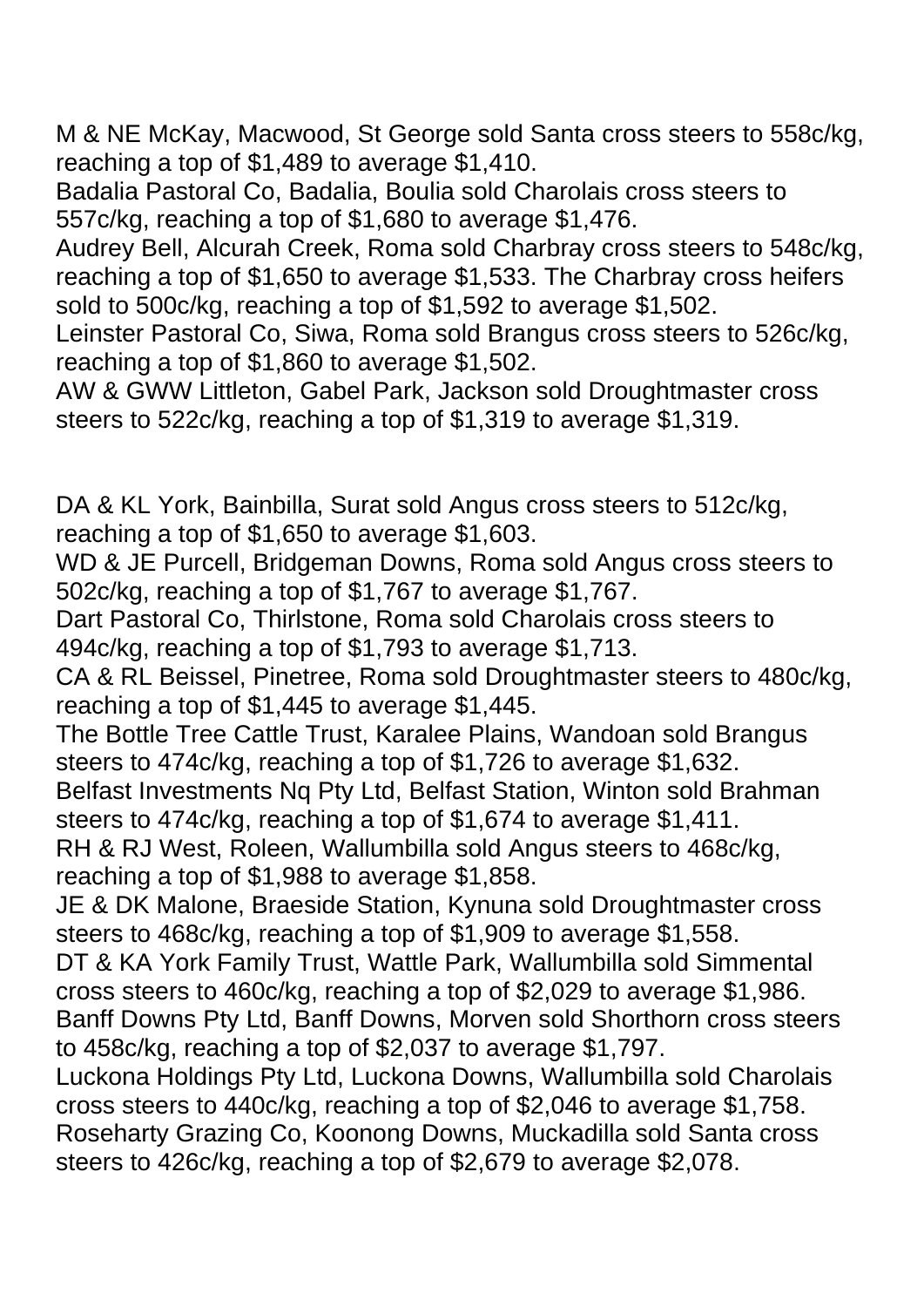M & NE McKay, Macwood, St George sold Santa cross steers to 558c/kg, reaching a top of $1,489 to average $1,410.
Badalia Pastoral Co, Badalia, Boulia sold Charolais cross steers to 557c/kg, reaching a top of $1,680 to average $1,476.
Audrey Bell, Alcurah Creek, Roma sold Charbray cross steers to 548c/kg, reaching a top of $1,650 to average $1,533. The Charbray cross heifers sold to 500c/kg, reaching a top of $1,592 to average $1,502.
Leinster Pastoral Co, Siwa, Roma sold Brangus cross steers to 526c/kg, reaching a top of $1,860 to average $1,502.
AW & GWW Littleton, Gabel Park, Jackson sold Droughtmaster cross steers to 522c/kg, reaching a top of $1,319 to average $1,319.

DA & KL York, Bainbilla, Surat sold Angus cross steers to 512c/kg, reaching a top of $1,650 to average $1,603.
WD & JE Purcell, Bridgeman Downs, Roma sold Angus cross steers to 502c/kg, reaching a top of $1,767 to average $1,767.
Dart Pastoral Co, Thirlstone, Roma sold Charolais cross steers to 494c/kg, reaching a top of $1,793 to average $1,713.
CA & RL Beissel, Pinetree, Roma sold Droughtmaster steers to 480c/kg, reaching a top of $1,445 to average $1,445.
The Bottle Tree Cattle Trust, Karalee Plains, Wandoan sold Brangus steers to 474c/kg, reaching a top of $1,726 to average $1,632.
Belfast Investments Nq Pty Ltd, Belfast Station, Winton sold Brahman steers to 474c/kg, reaching a top of $1,674 to average $1,411.
RH & RJ West, Roleen, Wallumbilla sold Angus steers to 468c/kg, reaching a top of $1,988 to average $1,858.
JE & DK Malone, Braeside Station, Kynuna sold Droughtmaster cross steers to 468c/kg, reaching a top of $1,909 to average $1,558.
DT & KA York Family Trust, Wattle Park, Wallumbilla sold Simmental cross steers to 460c/kg, reaching a top of $2,029 to average $1,986.
Banff Downs Pty Ltd, Banff Downs, Morven sold Shorthorn cross steers to 458c/kg, reaching a top of $2,037 to average $1,797.
Luckona Holdings Pty Ltd, Luckona Downs, Wallumbilla sold Charolais cross steers to 440c/kg, reaching a top of $2,046 to average $1,758.
Roseharty Grazing Co, Koonong Downs, Muckadilla sold Santa cross steers to 426c/kg, reaching a top of $2,679 to average $2,078.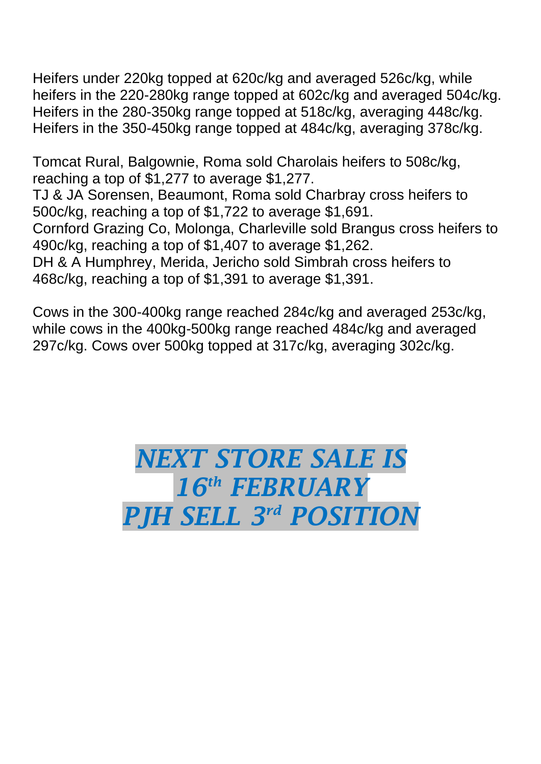Heifers under 220kg topped at 620c/kg and averaged 526c/kg, while heifers in the 220-280kg range topped at 602c/kg and averaged 504c/kg. Heifers in the 280-350kg range topped at 518c/kg, averaging 448c/kg. Heifers in the 350-450kg range topped at 484c/kg, averaging 378c/kg.

Tomcat Rural, Balgownie, Roma sold Charolais heifers to 508c/kg, reaching a top of $1,277 to average $1,277.
TJ & JA Sorensen, Beaumont, Roma sold Charbray cross heifers to 500c/kg, reaching a top of $1,722 to average $1,691.
Cornford Grazing Co, Molonga, Charleville sold Brangus cross heifers to 490c/kg, reaching a top of $1,407 to average $1,262.
DH & A Humphrey, Merida, Jericho sold Simbrah cross heifers to 468c/kg, reaching a top of $1,391 to average $1,391.

Cows in the 300-400kg range reached 284c/kg and averaged 253c/kg, while cows in the 400kg-500kg range reached 484c/kg and averaged 297c/kg. Cows over 500kg topped at 317c/kg, averaging 302c/kg.

***NEXT STORE SALE IS***
***16th FEBRUARY***
***PJH SELL 3rd POSITION***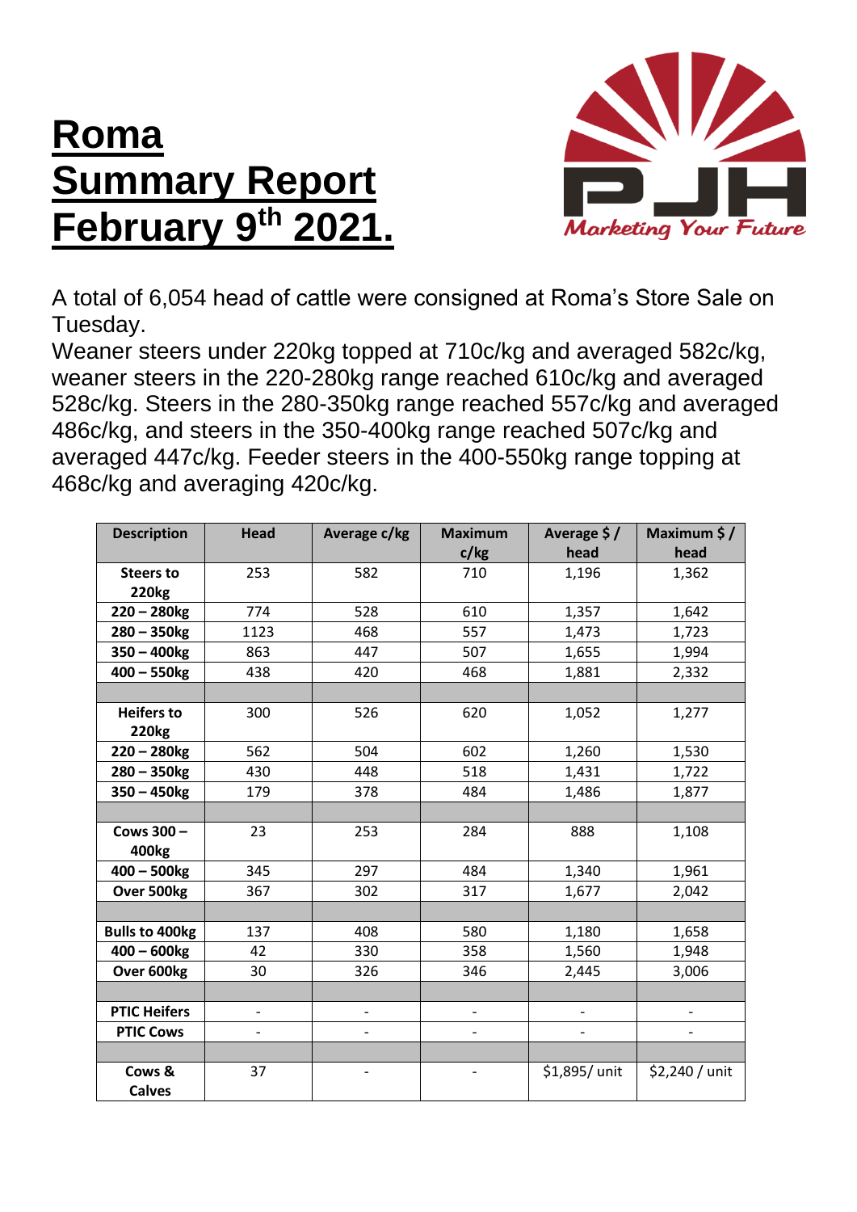# Roma Summary Report February 9th 2021.

PJH
*Marketing Your Future*

A total of 6,054 head of cattle were consigned at Roma's Store Sale on Tuesday.

Weaner steers under 220kg topped at 710c/kg and averaged 582c/kg, weaner steers in the 220-280kg range reached 610c/kg and averaged 528c/kg. Steers in the 280-350kg range reached 557c/kg and averaged 486c/kg, and steers in the 350-400kg range reached 507c/kg and averaged 447c/kg. Feeder steers in the 400-550kg range topping at 468c/kg and averaging 420c/kg.

| Description | Head | Average c/kg | Maximum c/kg | Average $ / head | Maximum $ / head |
|---|---|---|---|---|---|
| Steers to 220kg | 253 | 582 | 710 | 1,196 | 1,362 |
| 220 – 280kg | 774 | 528 | 610 | 1,357 | 1,642 |
| 280 – 350kg | 1123 | 468 | 557 | 1,473 | 1,723 |
| 350 – 400kg | 863 | 447 | 507 | 1,655 | 1,994 |
| 400 – 550kg | 438 | 420 | 468 | 1,881 | 2,332 |
| | | | | | |
| Heifers to 220kg | 300 | 526 | 620 | 1,052 | 1,277 |
| 220 – 280kg | 562 | 504 | 602 | 1,260 | 1,530 |
| 280 – 350kg | 430 | 448 | 518 | 1,431 | 1,722 |
| 350 – 450kg | 179 | 378 | 484 | 1,486 | 1,877 |
| | | | | | |
| Cows 300 – 400kg | 23 | 253 | 284 | 888 | 1,108 |
| 400 – 500kg | 345 | 297 | 484 | 1,340 | 1,961 |
| Over 500kg | 367 | 302 | 317 | 1,677 | 2,042 |
| | | | | | |
| Bulls to 400kg | 137 | 408 | 580 | 1,180 | 1,658 |
| 400 – 600kg | 42 | 330 | 358 | 1,560 | 1,948 |
| Over 600kg | 30 | 326 | 346 | 2,445 | 3,006 |
| | | | | | |
| PTIC Heifers | - | - | - | - | - |
| PTIC Cows | - | - | - | - | - |
| | | | | | |
| Cows & Calves | 37 | - | - | $1,895/ unit | $2,240 / unit |